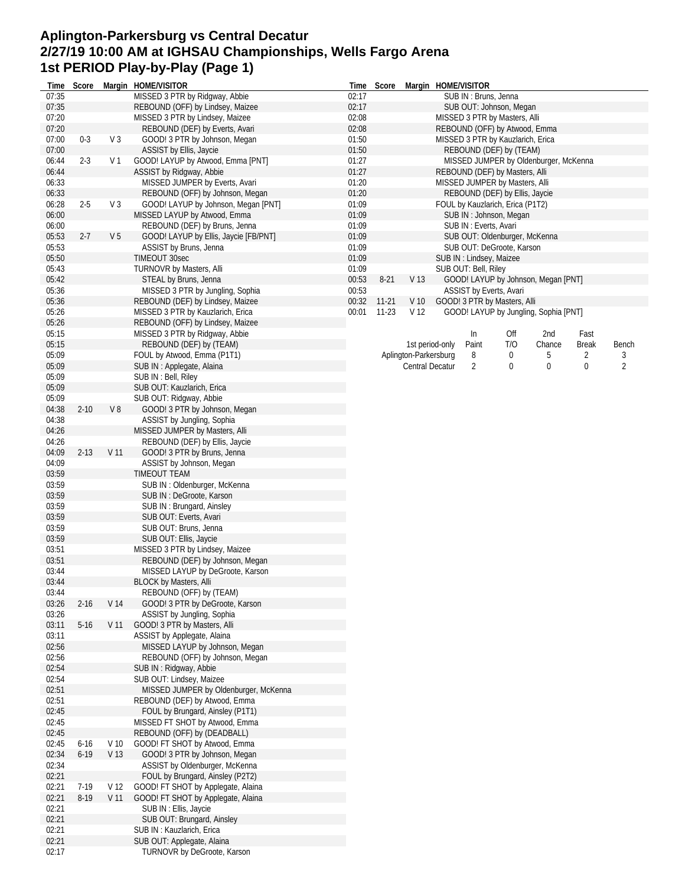# Aplington-Parkersburg vs Central Decatur
# 2/27/19 10:00 AM at IGHSAU Championships, Wells Fargo Arena
# 1st PERIOD Play-by-Play (Page 1)

| Time | Score | Margin | HOME/VISITOR |
|---|---|---|---|
| 07:35 | | | MISSED 3 PTR by Ridgway, Abbie |
| 07:35 | | | REBOUND (OFF) by Lindsey, Maizee |
| 07:20 | | | MISSED 3 PTR by Lindsey, Maizee |
| 07:20 | | | REBOUND (DEF) by Everts, Avari |
| 07:00 | 0-3 | V 3 | GOOD! 3 PTR by Johnson, Megan |
| 07:00 | | | ASSIST by Ellis, Jaycie |
| 06:44 | 2-3 | V 1 | GOOD! LAYUP by Atwood, Emma [PNT] |
| 06:44 | | | ASSIST by Ridgway, Abbie |
| 06:33 | | | MISSED JUMPER by Everts, Avari |
| 06:33 | | | REBOUND (OFF) by Johnson, Megan |
| 06:28 | 2-5 | V 3 | GOOD! LAYUP by Johnson, Megan [PNT] |
| 06:00 | | | MISSED LAYUP by Atwood, Emma |
| 06:00 | | | REBOUND (DEF) by Bruns, Jenna |
| 05:53 | 2-7 | V 5 | GOOD! LAYUP by Ellis, Jaycie [FB/PNT] |
| 05:53 | | | ASSIST by Bruns, Jenna |
| 05:50 | | | TIMEOUT 30sec |
| 05:43 | | | TURNOVR by Masters, Alli |
| 05:42 | | | STEAL by Bruns, Jenna |
| 05:36 | | | MISSED 3 PTR by Jungling, Sophia |
| 05:36 | | | REBOUND (DEF) by Lindsey, Maizee |
| 05:26 | | | MISSED 3 PTR by Kauzlarich, Erica |
| 05:26 | | | REBOUND (OFF) by Lindsey, Maizee |
| 05:15 | | | MISSED 3 PTR by Ridgway, Abbie |
| 05:15 | | | REBOUND (DEF) by (TEAM) |
| 05:09 | | | FOUL by Atwood, Emma (P1T1) |
| 05:09 | | | SUB IN : Applegate, Alaina |
| 05:09 | | | SUB IN : Bell, Riley |
| 05:09 | | | SUB OUT: Kauzlarich, Erica |
| 05:09 | | | SUB OUT: Ridgway, Abbie |
| 04:38 | 2-10 | V 8 | GOOD! 3 PTR by Johnson, Megan |
| 04:38 | | | ASSIST by Jungling, Sophia |
| 04:26 | | | MISSED JUMPER by Masters, Alli |
| 04:26 | | | REBOUND (DEF) by Ellis, Jaycie |
| 04:09 | 2-13 | V 11 | GOOD! 3 PTR by Bruns, Jenna |
| 04:09 | | | ASSIST by Johnson, Megan |
| 03:59 | | | TIMEOUT TEAM |
| 03:59 | | | SUB IN : Oldenburger, McKenna |
| 03:59 | | | SUB IN : DeGroote, Karson |
| 03:59 | | | SUB IN : Brungard, Ainsley |
| 03:59 | | | SUB OUT: Everts, Avari |
| 03:59 | | | SUB OUT: Bruns, Jenna |
| 03:59 | | | SUB OUT: Ellis, Jaycie |
| 03:51 | | | MISSED 3 PTR by Lindsey, Maizee |
| 03:51 | | | REBOUND (DEF) by Johnson, Megan |
| 03:44 | | | MISSED LAYUP by DeGroote, Karson |
| 03:44 | | | BLOCK by Masters, Alli |
| 03:44 | | | REBOUND (OFF) by (TEAM) |
| 03:26 | 2-16 | V 14 | GOOD! 3 PTR by DeGroote, Karson |
| 03:26 | | | ASSIST by Jungling, Sophia |
| 03:11 | 5-16 | V 11 | GOOD! 3 PTR by Masters, Alli |
| 03:11 | | | ASSIST by Applegate, Alaina |
| 02:56 | | | MISSED LAYUP by Johnson, Megan |
| 02:56 | | | REBOUND (OFF) by Johnson, Megan |
| 02:54 | | | SUB IN : Ridgway, Abbie |
| 02:54 | | | SUB OUT: Lindsey, Maizee |
| 02:51 | | | MISSED JUMPER by Oldenburger, McKenna |
| 02:51 | | | REBOUND (DEF) by Atwood, Emma |
| 02:45 | | | FOUL by Brungard, Ainsley (P1T1) |
| 02:45 | | | MISSED FT SHOT by Atwood, Emma |
| 02:45 | | | REBOUND (OFF) by (DEADBALL) |
| 02:45 | 6-16 | V 10 | GOOD! FT SHOT by Atwood, Emma |
| 02:34 | 6-19 | V 13 | GOOD! 3 PTR by Johnson, Megan |
| 02:34 | | | ASSIST by Oldenburger, McKenna |
| 02:21 | | | FOUL by Brungard, Ainsley (P2T2) |
| 02:21 | 7-19 | V 12 | GOOD! FT SHOT by Applegate, Alaina |
| 02:21 | 8-19 | V 11 | GOOD! FT SHOT by Applegate, Alaina |
| 02:21 | | | SUB IN : Ellis, Jaycie |
| 02:21 | | | SUB OUT: Brungard, Ainsley |
| 02:21 | | | SUB IN : Kauzlarich, Erica |
| 02:21 | | | SUB OUT: Applegate, Alaina |
| 02:17 | | | TURNOVR by DeGroote, Karson |
| 02:17 | | | SUB IN : Bruns, Jenna |
| 02:17 | | | SUB OUT: Johnson, Megan |
| 02:08 | | | MISSED 3 PTR by Masters, Alli |
| 02:08 | | | REBOUND (OFF) by Atwood, Emma |
| 01:50 | | | MISSED 3 PTR by Kauzlarich, Erica |
| 01:50 | | | REBOUND (DEF) by (TEAM) |
| 01:27 | | | MISSED JUMPER by Oldenburger, McKenna |
| 01:27 | | | REBOUND (DEF) by Masters, Alli |
| 01:20 | | | MISSED JUMPER by Masters, Alli |
| 01:20 | | | REBOUND (DEF) by Ellis, Jaycie |
| 01:09 | | | FOUL by Kauzlarich, Erica (P1T2) |
| 01:09 | | | SUB IN : Johnson, Megan |
| 01:09 | | | SUB IN : Everts, Avari |
| 01:09 | | | SUB OUT: Oldenburger, McKenna |
| 01:09 | | | SUB OUT: DeGroote, Karson |
| 01:09 | | | SUB IN : Lindsey, Maizee |
| 01:09 | | | SUB OUT: Bell, Riley |
| 00:53 | 8-21 | V 13 | GOOD! LAYUP by Johnson, Megan [PNT] |
| 00:53 | | | ASSIST by Everts, Avari |
| 00:32 | 11-21 | V 10 | GOOD! 3 PTR by Masters, Alli |
| 00:01 | 11-23 | V 12 | GOOD! LAYUP by Jungling, Sophia [PNT] |

| 1st period-only | In Paint | Off T/O | 2nd Chance | Fast Break | Bench |
|---|---|---|---|---|---|
| Aplington-Parkersburg | 8 | 0 | 5 | 2 | 3 |
| Central Decatur | 2 | 0 | 0 | 0 | 2 |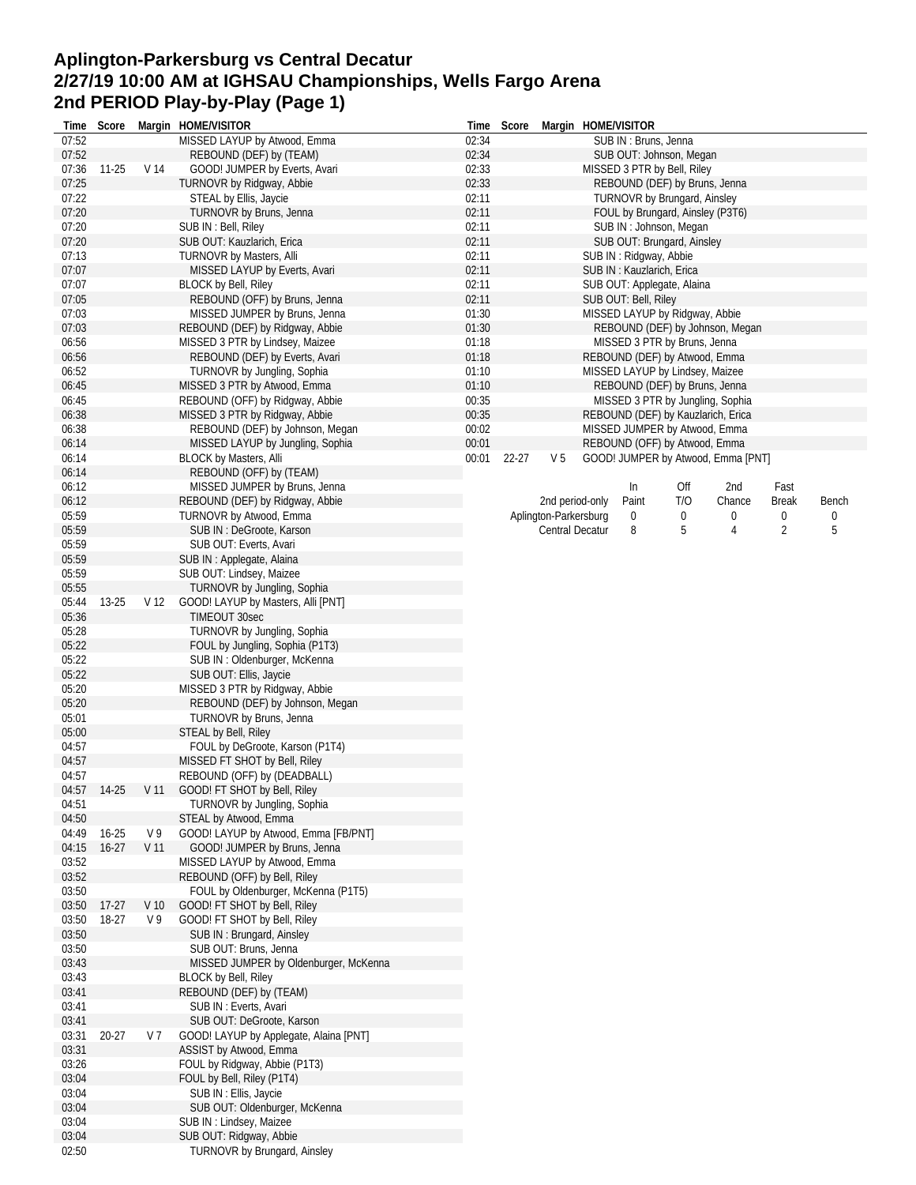# Aplington-Parkersburg vs Central Decatur
## 2/27/19 10:00 AM at IGHSAU Championships, Wells Fargo Arena
## 2nd PERIOD Play-by-Play (Page 1)

| Time | Score | Margin | HOME/VISITOR |
|---|---|---|---|
| 07:52 | | | MISSED LAYUP by Atwood, Emma |
| 07:52 | | | REBOUND (DEF) by (TEAM) |
| 07:36 | 11-25 | V 14 | GOOD! JUMPER by Everts, Avari |
| 07:25 | | | TURNOVR by Ridgway, Abbie |
| 07:22 | | | STEAL by Ellis, Jaycie |
| 07:20 | | | TURNOVR by Bruns, Jenna |
| 07:20 | | | SUB IN : Bell, Riley |
| 07:20 | | | SUB OUT: Kauzlarich, Erica |
| 07:13 | | | TURNOVR by Masters, Alli |
| 07:07 | | | MISSED LAYUP by Everts, Avari |
| 07:07 | | | BLOCK by Bell, Riley |
| 07:05 | | | REBOUND (OFF) by Bruns, Jenna |
| 07:03 | | | MISSED JUMPER by Bruns, Jenna |
| 07:03 | | | REBOUND (DEF) by Ridgway, Abbie |
| 06:56 | | | MISSED 3 PTR by Lindsey, Maizee |
| 06:56 | | | REBOUND (DEF) by Everts, Avari |
| 06:52 | | | TURNOVR by Jungling, Sophia |
| 06:45 | | | MISSED 3 PTR by Atwood, Emma |
| 06:45 | | | REBOUND (OFF) by Ridgway, Abbie |
| 06:38 | | | MISSED 3 PTR by Ridgway, Abbie |
| 06:38 | | | REBOUND (DEF) by Johnson, Megan |
| 06:14 | | | MISSED LAYUP by Jungling, Sophia |
| 06:14 | | | BLOCK by Masters, Alli |
| 06:14 | | | REBOUND (OFF) by (TEAM) |
| 06:12 | | | MISSED JUMPER by Bruns, Jenna |
| 06:12 | | | REBOUND (DEF) by Ridgway, Abbie |
| 05:59 | | | TURNOVR by Atwood, Emma |
| 05:59 | | | SUB IN : DeGroote, Karson |
| 05:59 | | | SUB OUT: Everts, Avari |
| 05:59 | | | SUB IN : Applegate, Alaina |
| 05:59 | | | SUB OUT: Lindsey, Maizee |
| 05:55 | | | TURNOVR by Jungling, Sophia |
| 05:44 | 13-25 | V 12 | GOOD! LAYUP by Masters, Alli [PNT] |
| 05:36 | | | TIMEOUT 30sec |
| 05:28 | | | TURNOVR by Jungling, Sophia |
| 05:22 | | | FOUL by Jungling, Sophia (P1T3) |
| 05:22 | | | SUB IN : Oldenburger, McKenna |
| 05:22 | | | SUB OUT: Ellis, Jaycie |
| 05:20 | | | MISSED 3 PTR by Ridgway, Abbie |
| 05:20 | | | REBOUND (DEF) by Johnson, Megan |
| 05:01 | | | TURNOVR by Bruns, Jenna |
| 05:00 | | | STEAL by Bell, Riley |
| 04:57 | | | FOUL by DeGroote, Karson (P1T4) |
| 04:57 | | | MISSED FT SHOT by Bell, Riley |
| 04:57 | | | REBOUND (OFF) by (DEADBALL) |
| 04:57 | 14-25 | V 11 | GOOD! FT SHOT by Bell, Riley |
| 04:51 | | | TURNOVR by Jungling, Sophia |
| 04:50 | | | STEAL by Atwood, Emma |
| 04:49 | 16-25 | V 9 | GOOD! LAYUP by Atwood, Emma [FB/PNT] |
| 04:15 | 16-27 | V 11 | GOOD! JUMPER by Bruns, Jenna |
| 03:52 | | | MISSED LAYUP by Atwood, Emma |
| 03:52 | | | REBOUND (OFF) by Bell, Riley |
| 03:50 | | | FOUL by Oldenburger, McKenna (P1T5) |
| 03:50 | 17-27 | V 10 | GOOD! FT SHOT by Bell, Riley |
| 03:50 | 18-27 | V 9 | GOOD! FT SHOT by Bell, Riley |
| 03:50 | | | SUB IN : Brungard, Ainsley |
| 03:50 | | | SUB OUT: Bruns, Jenna |
| 03:43 | | | MISSED JUMPER by Oldenburger, McKenna |
| 03:43 | | | BLOCK by Bell, Riley |
| 03:41 | | | REBOUND (DEF) by (TEAM) |
| 03:41 | | | SUB IN : Everts, Avari |
| 03:41 | | | SUB OUT: DeGroote, Karson |
| 03:31 | 20-27 | V 7 | GOOD! LAYUP by Applegate, Alaina [PNT] |
| 03:31 | | | ASSIST by Atwood, Emma |
| 03:26 | | | FOUL by Ridgway, Abbie (P1T3) |
| 03:04 | | | FOUL by Bell, Riley (P1T4) |
| 03:04 | | | SUB IN : Ellis, Jaycie |
| 03:04 | | | SUB OUT: Oldenburger, McKenna |
| 03:04 | | | SUB IN : Lindsey, Maizee |
| 03:04 | | | SUB OUT: Ridgway, Abbie |
| 02:50 | | | TURNOVR by Brungard, Ainsley |
| 02:34 | | | SUB IN : Bruns, Jenna |
| 02:34 | | | SUB OUT: Johnson, Megan |
| 02:33 | | | MISSED 3 PTR by Bell, Riley |
| 02:33 | | | REBOUND (DEF) by Bruns, Jenna |
| 02:11 | | | TURNOVR by Brungard, Ainsley |
| 02:11 | | | FOUL by Brungard, Ainsley (P3T6) |
| 02:11 | | | SUB IN : Johnson, Megan |
| 02:11 | | | SUB OUT: Brungard, Ainsley |
| 02:11 | | | SUB IN : Ridgway, Abbie |
| 02:11 | | | SUB IN : Kauzlarich, Erica |
| 02:11 | | | SUB OUT: Applegate, Alaina |
| 02:11 | | | SUB OUT: Bell, Riley |
| 01:30 | | | MISSED LAYUP by Ridgway, Abbie |
| 01:30 | | | REBOUND (DEF) by Johnson, Megan |
| 01:18 | | | MISSED 3 PTR by Bruns, Jenna |
| 01:18 | | | REBOUND (DEF) by Atwood, Emma |
| 01:10 | | | MISSED LAYUP by Lindsey, Maizee |
| 01:10 | | | REBOUND (DEF) by Bruns, Jenna |
| 00:35 | | | MISSED 3 PTR by Jungling, Sophia |
| 00:35 | | | REBOUND (DEF) by Kauzlarich, Erica |
| 00:02 | | | MISSED JUMPER by Atwood, Emma |
| 00:01 | | | REBOUND (OFF) by Atwood, Emma |
| 00:01 | 22-27 | V 5 | GOOD! JUMPER by Atwood, Emma [PNT] |

| 2nd period-only | In Paint | Off T/O | 2nd Chance | Fast Break | Bench |
|---|---|---|---|---|---|
| Aplington-Parkersburg | 0 | 0 | 0 | 0 | 0 |
| Central Decatur | 8 | 5 | 4 | 2 | 5 |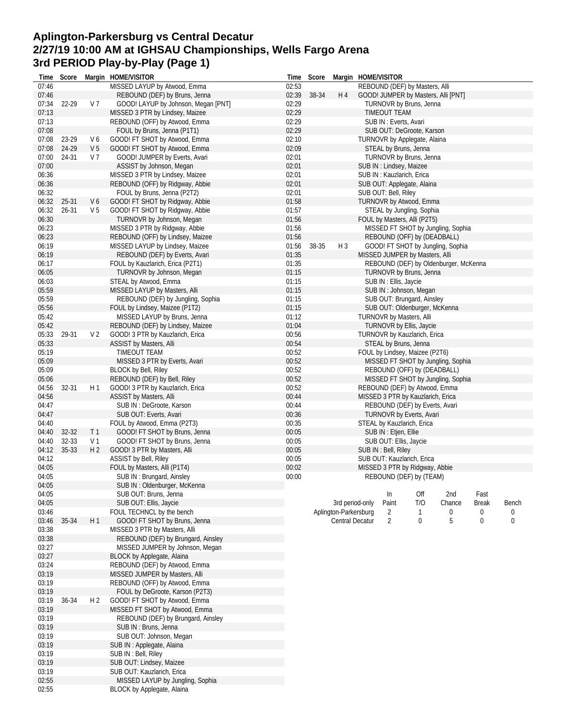# Aplington-Parkersburg vs Central Decatur
## 2/27/19 10:00 AM at IGHSAU Championships, Wells Fargo Arena
## 3rd PERIOD Play-by-Play (Page 1)

| Time | Score | Margin | HOME/VISITOR |
|---|---|---|---|
| 07:46 | | | MISSED LAYUP by Atwood, Emma |
| 07:46 | | | REBOUND (DEF) by Bruns, Jenna |
| 07:34 | 22-29 | V 7 | GOOD! LAYUP by Johnson, Megan [PNT] |
| 07:13 | | | MISSED 3 PTR by Lindsey, Maizee |
| 07:13 | | | REBOUND (OFF) by Atwood, Emma |
| 07:08 | | | FOUL by Bruns, Jenna (P1T1) |
| 07:08 | 23-29 | V 6 | GOOD! FT SHOT by Atwood, Emma |
| 07:08 | 24-29 | V 5 | GOOD! FT SHOT by Atwood, Emma |
| 07:00 | 24-31 | V 7 | GOOD! JUMPER by Everts, Avari |
| 07:00 | | | ASSIST by Johnson, Megan |
| 06:36 | | | MISSED 3 PTR by Lindsey, Maizee |
| 06:36 | | | REBOUND (OFF) by Ridgway, Abbie |
| 06:32 | | | FOUL by Bruns, Jenna (P2T2) |
| 06:32 | 25-31 | V 6 | GOOD! FT SHOT by Ridgway, Abbie |
| 06:32 | 26-31 | V 5 | GOOD! FT SHOT by Ridgway, Abbie |
| 06:30 | | | TURNOVR by Johnson, Megan |
| 06:23 | | | MISSED 3 PTR by Ridgway, Abbie |
| 06:23 | | | REBOUND (OFF) by Lindsey, Maizee |
| 06:19 | | | MISSED LAYUP by Lindsey, Maizee |
| 06:19 | | | REBOUND (DEF) by Everts, Avari |
| 06:17 | | | FOUL by Kauzlarich, Erica (P2T1) |
| 06:05 | | | TURNOVR by Johnson, Megan |
| 06:03 | | | STEAL by Atwood, Emma |
| 05:59 | | | MISSED LAYUP by Masters, Alli |
| 05:59 | | | REBOUND (DEF) by Jungling, Sophia |
| 05:56 | | | FOUL by Lindsey, Maizee (P1T2) |
| 05:42 | | | MISSED LAYUP by Bruns, Jenna |
| 05:42 | | | REBOUND (DEF) by Lindsey, Maizee |
| 05:33 | 29-31 | V 2 | GOOD! 3 PTR by Kauzlarich, Erica |
| 05:33 | | | ASSIST by Masters, Alli |
| 05:19 | | | TIMEOUT TEAM |
| 05:09 | | | MISSED 3 PTR by Everts, Avari |
| 05:09 | | | BLOCK by Bell, Riley |
| 05:06 | | | REBOUND (DEF) by Bell, Riley |
| 04:56 | 32-31 | H 1 | GOOD! 3 PTR by Kauzlarich, Erica |
| 04:56 | | | ASSIST by Masters, Alli |
| 04:47 | | | SUB IN : DeGroote, Karson |
| 04:47 | | | SUB OUT: Everts, Avari |
| 04:40 | | | FOUL by Atwood, Emma (P2T3) |
| 04:40 | 32-32 | T 1 | GOOD! FT SHOT by Bruns, Jenna |
| 04:40 | 32-33 | V 1 | GOOD! FT SHOT by Bruns, Jenna |
| 04:12 | 35-33 | H 2 | GOOD! 3 PTR by Masters, Alli |
| 04:12 | | | ASSIST by Bell, Riley |
| 04:05 | | | FOUL by Masters, Alli (P1T4) |
| 04:05 | | | SUB IN : Brungard, Ainsley |
| 04:05 | | | SUB IN : Oldenburger, McKenna |
| 04:05 | | | SUB OUT: Bruns, Jenna |
| 04:05 | | | SUB OUT: Ellis, Jaycie |
| 03:46 | | | FOUL TECHNCL by the bench |
| 03:46 | 35-34 | H 1 | GOOD! FT SHOT by Bruns, Jenna |
| 03:38 | | | MISSED 3 PTR by Masters, Alli |
| 03:38 | | | REBOUND (DEF) by Brungard, Ainsley |
| 03:27 | | | MISSED JUMPER by Johnson, Megan |
| 03:27 | | | BLOCK by Applegate, Alaina |
| 03:24 | | | REBOUND (DEF) by Atwood, Emma |
| 03:19 | | | MISSED JUMPER by Masters, Alli |
| 03:19 | | | REBOUND (OFF) by Atwood, Emma |
| 03:19 | | | FOUL by DeGroote, Karson (P2T3) |
| 03:19 | 36-34 | H 2 | GOOD! FT SHOT by Atwood, Emma |
| 03:19 | | | MISSED FT SHOT by Atwood, Emma |
| 03:19 | | | REBOUND (DEF) by Brungard, Ainsley |
| 03:19 | | | SUB IN : Bruns, Jenna |
| 03:19 | | | SUB OUT: Johnson, Megan |
| 03:19 | | | SUB IN : Applegate, Alaina |
| 03:19 | | | SUB IN : Bell, Riley |
| 03:19 | | | SUB OUT: Lindsey, Maizee |
| 03:19 | | | SUB OUT: Kauzlarich, Erica |
| 02:55 | | | MISSED LAYUP by Jungling, Sophia |
| 02:55 | | | BLOCK by Applegate, Alaina |
| 02:53 | | | REBOUND (DEF) by Masters, Alli |
| 02:39 | 38-34 | H 4 | GOOD! JUMPER by Masters, Alli [PNT] |
| 02:29 | | | TURNOVR by Bruns, Jenna |
| 02:29 | | | TIMEOUT TEAM |
| 02:29 | | | SUB IN : Everts, Avari |
| 02:29 | | | SUB OUT: DeGroote, Karson |
| 02:10 | | | TURNOVR by Applegate, Alaina |
| 02:09 | | | STEAL by Bruns, Jenna |
| 02:01 | | | TURNOVR by Bruns, Jenna |
| 02:01 | | | SUB IN : Lindsey, Maizee |
| 02:01 | | | SUB IN : Kauzlarich, Erica |
| 02:01 | | | SUB OUT: Applegate, Alaina |
| 02:01 | | | SUB OUT: Bell, Riley |
| 01:58 | | | TURNOVR by Atwood, Emma |
| 01:57 | | | STEAL by Jungling, Sophia |
| 01:56 | | | FOUL by Masters, Alli (P2T5) |
| 01:56 | | | MISSED FT SHOT by Jungling, Sophia |
| 01:56 | | | REBOUND (OFF) by (DEADBALL) |
| 01:56 | 38-35 | H 3 | GOOD! FT SHOT by Jungling, Sophia |
| 01:35 | | | MISSED JUMPER by Masters, Alli |
| 01:35 | | | REBOUND (DEF) by Oldenburger, McKenna |
| 01:15 | | | TURNOVR by Bruns, Jenna |
| 01:15 | | | SUB IN : Ellis, Jaycie |
| 01:15 | | | SUB IN : Johnson, Megan |
| 01:15 | | | SUB OUT: Brungard, Ainsley |
| 01:15 | | | SUB OUT: Oldenburger, McKenna |
| 01:12 | | | TURNOVR by Masters, Alli |
| 01:04 | | | TURNOVR by Ellis, Jaycie |
| 00:56 | | | TURNOVR by Kauzlarich, Erica |
| 00:54 | | | STEAL by Bruns, Jenna |
| 00:52 | | | FOUL by Lindsey, Maizee (P2T6) |
| 00:52 | | | MISSED FT SHOT by Jungling, Sophia |
| 00:52 | | | REBOUND (OFF) by (DEADBALL) |
| 00:52 | | | MISSED FT SHOT by Jungling, Sophia |
| 00:52 | | | REBOUND (DEF) by Atwood, Emma |
| 00:44 | | | MISSED 3 PTR by Kauzlarich, Erica |
| 00:44 | | | REBOUND (DEF) by Everts, Avari |
| 00:36 | | | TURNOVR by Everts, Avari |
| 00:35 | | | STEAL by Kauzlarich, Erica |
| 00:05 | | | SUB IN : Etjen, Ellie |
| 00:05 | | | SUB OUT: Ellis, Jaycie |
| 00:05 | | | SUB IN : Bell, Riley |
| 00:05 | | | SUB OUT: Kauzlarich, Erica |
| 00:02 | | | MISSED 3 PTR by Ridgway, Abbie |
| 00:00 | | | REBOUND (DEF) by (TEAM) |

| 3rd period-only | In Paint | Off T/O | 2nd Chance | Fast Break | Bench |
|---|---|---|---|---|---|
| Aplington-Parkersburg | 2 | 1 | 0 | 0 | 0 |
| Central Decatur | 2 | 0 | 5 | 0 | 0 |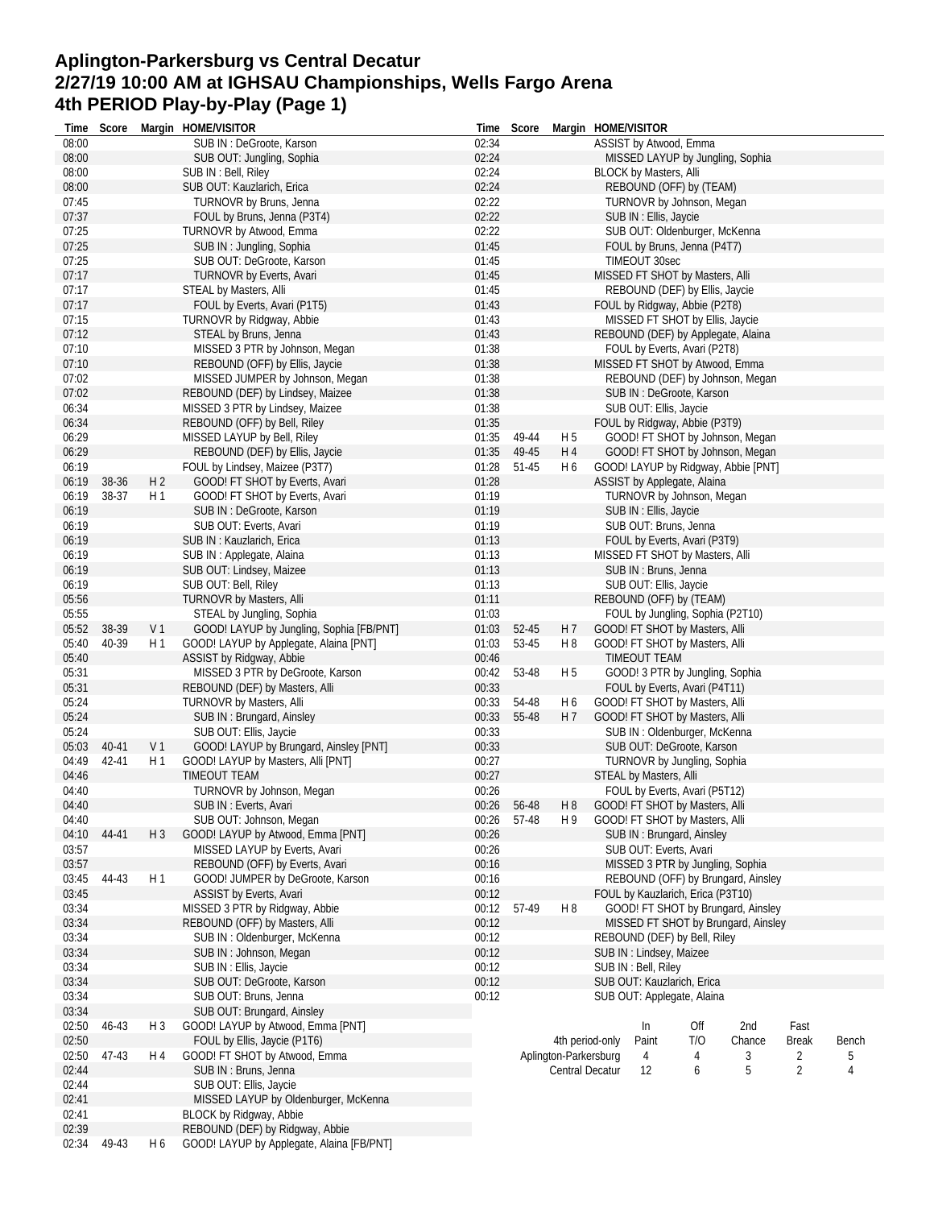# Aplington-Parkersburg vs Central Decatur
# 2/27/19 10:00 AM at IGHSAU Championships, Wells Fargo Arena
# 4th PERIOD Play-by-Play (Page 1)

| Time | Score | Margin | HOME/VISITOR |
|---|---|---|---|
| 08:00 | | | SUB IN : DeGroote, Karson |
| 08:00 | | | SUB OUT: Jungling, Sophia |
| 08:00 | | | SUB IN : Bell, Riley |
| 08:00 | | | SUB OUT: Kauzlarich, Erica |
| 07:45 | | | TURNOVR by Bruns, Jenna |
| 07:37 | | | FOUL by Bruns, Jenna (P3T4) |
| 07:25 | | | TURNOVR by Atwood, Emma |
| 07:25 | | | SUB IN : Jungling, Sophia |
| 07:25 | | | SUB OUT: DeGroote, Karson |
| 07:17 | | | TURNOVR by Everts, Avari |
| 07:17 | | | STEAL by Masters, Alli |
| 07:17 | | | FOUL by Everts, Avari (P1T5) |
| 07:15 | | | TURNOVR by Ridgway, Abbie |
| 07:12 | | | STEAL by Bruns, Jenna |
| 07:10 | | | MISSED 3 PTR by Johnson, Megan |
| 07:10 | | | REBOUND (OFF) by Ellis, Jaycie |
| 07:02 | | | MISSED JUMPER by Johnson, Megan |
| 07:02 | | | REBOUND (DEF) by Lindsey, Maizee |
| 06:34 | | | MISSED 3 PTR by Lindsey, Maizee |
| 06:34 | | | REBOUND (OFF) by Bell, Riley |
| 06:29 | | | MISSED LAYUP by Bell, Riley |
| 06:29 | | | REBOUND (DEF) by Ellis, Jaycie |
| 06:19 | | | FOUL by Lindsey, Maizee (P3T7) |
| 06:19 | 38-36 | H 2 | GOOD! FT SHOT by Everts, Avari |
| 06:19 | 38-37 | H 1 | GOOD! FT SHOT by Everts, Avari |
| 06:19 | | | SUB IN : DeGroote, Karson |
| 06:19 | | | SUB OUT: Everts, Avari |
| 06:19 | | | SUB IN : Kauzlarich, Erica |
| 06:19 | | | SUB IN : Applegate, Alaina |
| 06:19 | | | SUB OUT: Lindsey, Maizee |
| 06:19 | | | SUB OUT: Bell, Riley |
| 05:56 | | | TURNOVR by Masters, Alli |
| 05:55 | | | STEAL by Jungling, Sophia |
| 05:52 | 38-39 | V 1 | GOOD! LAYUP by Jungling, Sophia [FB/PNT] |
| 05:40 | 40-39 | H 1 | GOOD! LAYUP by Applegate, Alaina [PNT] |
| 05:40 | | | ASSIST by Ridgway, Abbie |
| 05:31 | | | MISSED 3 PTR by DeGroote, Karson |
| 05:31 | | | REBOUND (DEF) by Masters, Alli |
| 05:24 | | | TURNOVR by Masters, Alli |
| 05:24 | | | SUB IN : Brungard, Ainsley |
| 05:24 | | | SUB OUT: Ellis, Jaycie |
| 05:03 | 40-41 | V 1 | GOOD! LAYUP by Brungard, Ainsley [PNT] |
| 04:49 | 42-41 | H 1 | GOOD! LAYUP by Masters, Alli [PNT] |
| 04:46 | | | TIMEOUT TEAM |
| 04:40 | | | TURNOVR by Johnson, Megan |
| 04:40 | | | SUB IN : Everts, Avari |
| 04:40 | | | SUB OUT: Johnson, Megan |
| 04:10 | 44-41 | H 3 | GOOD! LAYUP by Atwood, Emma [PNT] |
| 03:57 | | | MISSED LAYUP by Everts, Avari |
| 03:57 | | | REBOUND (OFF) by Everts, Avari |
| 03:45 | 44-43 | H 1 | GOOD! JUMPER by DeGroote, Karson |
| 03:45 | | | ASSIST by Everts, Avari |
| 03:34 | | | MISSED 3 PTR by Ridgway, Abbie |
| 03:34 | | | REBOUND (OFF) by Masters, Alli |
| 03:34 | | | SUB IN : Oldenburger, McKenna |
| 03:34 | | | SUB IN : Johnson, Megan |
| 03:34 | | | SUB IN : Ellis, Jaycie |
| 03:34 | | | SUB OUT: DeGroote, Karson |
| 03:34 | | | SUB OUT: Bruns, Jenna |
| 03:34 | | | SUB OUT: Brungard, Ainsley |
| 02:50 | 46-43 | H 3 | GOOD! LAYUP by Atwood, Emma [PNT] |
| 02:50 | | | FOUL by Ellis, Jaycie (P1T6) |
| 02:50 | 47-43 | H 4 | GOOD! FT SHOT by Atwood, Emma |
| 02:44 | | | SUB IN : Bruns, Jenna |
| 02:44 | | | SUB OUT: Ellis, Jaycie |
| 02:41 | | | MISSED LAYUP by Oldenburger, McKenna |
| 02:41 | | | BLOCK by Ridgway, Abbie |
| 02:39 | | | REBOUND (DEF) by Ridgway, Abbie |
| 02:34 | 49-43 | H 6 | GOOD! LAYUP by Applegate, Alaina [FB/PNT] |
| 02:34 | | | ASSIST by Atwood, Emma |
| 02:24 | | | MISSED LAYUP by Jungling, Sophia |
| 02:24 | | | BLOCK by Masters, Alli |
| 02:24 | | | REBOUND (OFF) by (TEAM) |
| 02:22 | | | TURNOVR by Johnson, Megan |
| 02:22 | | | SUB IN : Ellis, Jaycie |
| 02:22 | | | SUB OUT: Oldenburger, McKenna |
| 01:45 | | | FOUL by Bruns, Jenna (P4T7) |
| 01:45 | | | TIMEOUT 30sec |
| 01:45 | | | MISSED FT SHOT by Masters, Alli |
| 01:45 | | | REBOUND (DEF) by Ellis, Jaycie |
| 01:43 | | | FOUL by Ridgway, Abbie (P2T8) |
| 01:43 | | | MISSED FT SHOT by Ellis, Jaycie |
| 01:43 | | | REBOUND (DEF) by Applegate, Alaina |
| 01:38 | | | FOUL by Everts, Avari (P2T8) |
| 01:38 | | | MISSED FT SHOT by Atwood, Emma |
| 01:38 | | | REBOUND (DEF) by Johnson, Megan |
| 01:38 | | | SUB IN : DeGroote, Karson |
| 01:38 | | | SUB OUT: Ellis, Jaycie |
| 01:35 | | | FOUL by Ridgway, Abbie (P3T9) |
| 01:35 | 49-44 | H 5 | GOOD! FT SHOT by Johnson, Megan |
| 01:35 | 49-45 | H 4 | GOOD! FT SHOT by Johnson, Megan |
| 01:28 | 51-45 | H 6 | GOOD! LAYUP by Ridgway, Abbie [PNT] |
| 01:28 | | | ASSIST by Applegate, Alaina |
| 01:19 | | | TURNOVR by Johnson, Megan |
| 01:19 | | | SUB IN : Ellis, Jaycie |
| 01:19 | | | SUB OUT: Bruns, Jenna |
| 01:13 | | | FOUL by Everts, Avari (P3T9) |
| 01:13 | | | MISSED FT SHOT by Masters, Alli |
| 01:13 | | | SUB IN : Bruns, Jenna |
| 01:13 | | | SUB OUT: Ellis, Jaycie |
| 01:11 | | | REBOUND (OFF) by (TEAM) |
| 01:03 | | | FOUL by Jungling, Sophia (P2T10) |
| 01:03 | 52-45 | H 7 | GOOD! FT SHOT by Masters, Alli |
| 01:03 | 53-45 | H 8 | GOOD! FT SHOT by Masters, Alli |
| 00:46 | | | TIMEOUT TEAM |
| 00:42 | 53-48 | H 5 | GOOD! 3 PTR by Jungling, Sophia |
| 00:33 | | | FOUL by Everts, Avari (P4T11) |
| 00:33 | 54-48 | H 6 | GOOD! FT SHOT by Masters, Alli |
| 00:33 | 55-48 | H 7 | GOOD! FT SHOT by Masters, Alli |
| 00:33 | | | SUB IN : Oldenburger, McKenna |
| 00:33 | | | SUB OUT: DeGroote, Karson |
| 00:27 | | | TURNOVR by Jungling, Sophia |
| 00:27 | | | STEAL by Masters, Alli |
| 00:26 | | | FOUL by Everts, Avari (P5T12) |
| 00:26 | 56-48 | H 8 | GOOD! FT SHOT by Masters, Alli |
| 00:26 | 57-48 | H 9 | GOOD! FT SHOT by Masters, Alli |
| 00:26 | | | SUB IN : Brungard, Ainsley |
| 00:26 | | | SUB OUT: Everts, Avari |
| 00:16 | | | MISSED 3 PTR by Jungling, Sophia |
| 00:16 | | | REBOUND (OFF) by Brungard, Ainsley |
| 00:12 | | | FOUL by Kauzlarich, Erica (P3T10) |
| 00:12 | 57-49 | H 8 | GOOD! FT SHOT by Brungard, Ainsley |
| 00:12 | | | MISSED FT SHOT by Brungard, Ainsley |
| 00:12 | | | REBOUND (DEF) by Bell, Riley |
| 00:12 | | | SUB IN : Lindsey, Maizee |
| 00:12 | | | SUB IN : Bell, Riley |
| 00:12 | | | SUB OUT: Kauzlarich, Erica |
| 00:12 | | | SUB OUT: Applegate, Alaina |

| 4th period-only | In Paint | Off T/O | 2nd Chance | Fast Break | Bench |
|---|---|---|---|---|---|
| Aplington-Parkersburg | 4 | 4 | 3 | 2 | 5 |
| Central Decatur | 12 | 6 | 5 | 2 | 4 |